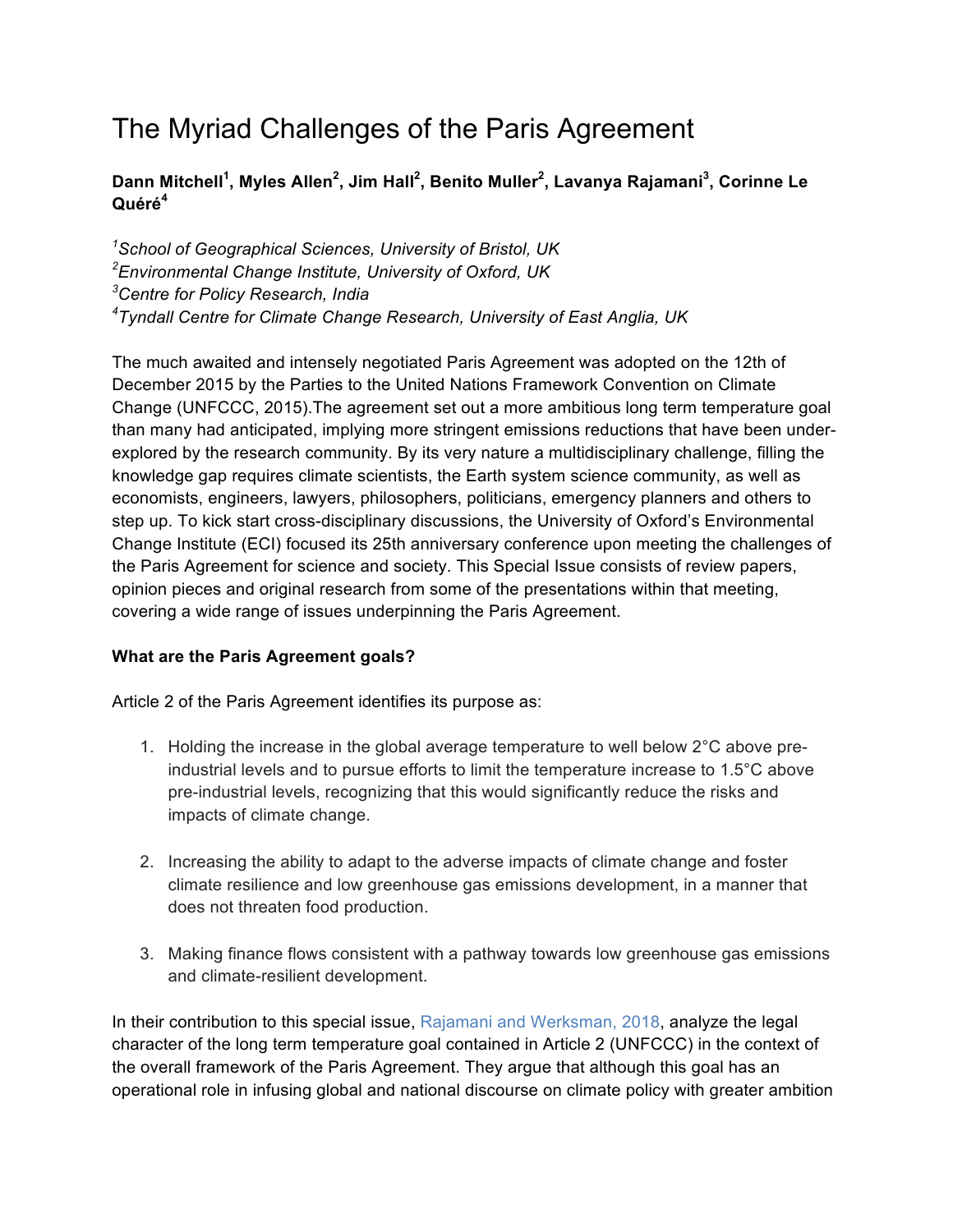# The Myriad Challenges of the Paris Agreement

**Dann Mitchell[1], Myles Allen[2], Jim Hall[2], Benito Muller[2], Lavanya Rajamani[3], Corinne Le Quéré[4]**

[1]*School of Geographical Sciences, University of Bristol, UK*
[2]*Environmental Change Institute, University of Oxford, UK*
[3]*Centre for Policy Research, India*
[4]*Tyndall Centre for Climate Change Research, University of East Anglia, UK*

The much awaited and intensely negotiated Paris Agreement was adopted on the 12th of December 2015 by the Parties to the United Nations Framework Convention on Climate Change (UNFCCC, 2015).The agreement set out a more ambitious long term temperature goal than many had anticipated, implying more stringent emissions reductions that have been under-explored by the research community. By its very nature a multidisciplinary challenge, filling the knowledge gap requires climate scientists, the Earth system science community, as well as economists, engineers, lawyers, philosophers, politicians, emergency planners and others to step up. To kick start cross-disciplinary discussions, the University of Oxford's Environmental Change Institute (ECI) focused its 25th anniversary conference upon meeting the challenges of the Paris Agreement for science and society. This Special Issue consists of review papers, opinion pieces and original research from some of the presentations within that meeting, covering a wide range of issues underpinning the Paris Agreement.

**What are the Paris Agreement goals?**

Article 2 of the Paris Agreement identifies its purpose as:

1. Holding the increase in the global average temperature to well below 2°C above pre-industrial levels and to pursue efforts to limit the temperature increase to 1.5°C above pre-industrial levels, recognizing that this would significantly reduce the risks and impacts of climate change.

2. Increasing the ability to adapt to the adverse impacts of climate change and foster climate resilience and low greenhouse gas emissions development, in a manner that does not threaten food production.

3. Making finance flows consistent with a pathway towards low greenhouse gas emissions and climate-resilient development.

In their contribution to this special issue, Rajamani and Werksman, 2018, analyze the legal character of the long term temperature goal contained in Article 2 (UNFCCC) in the context of the overall framework of the Paris Agreement. They argue that although this goal has an operational role in infusing global and national discourse on climate policy with greater ambition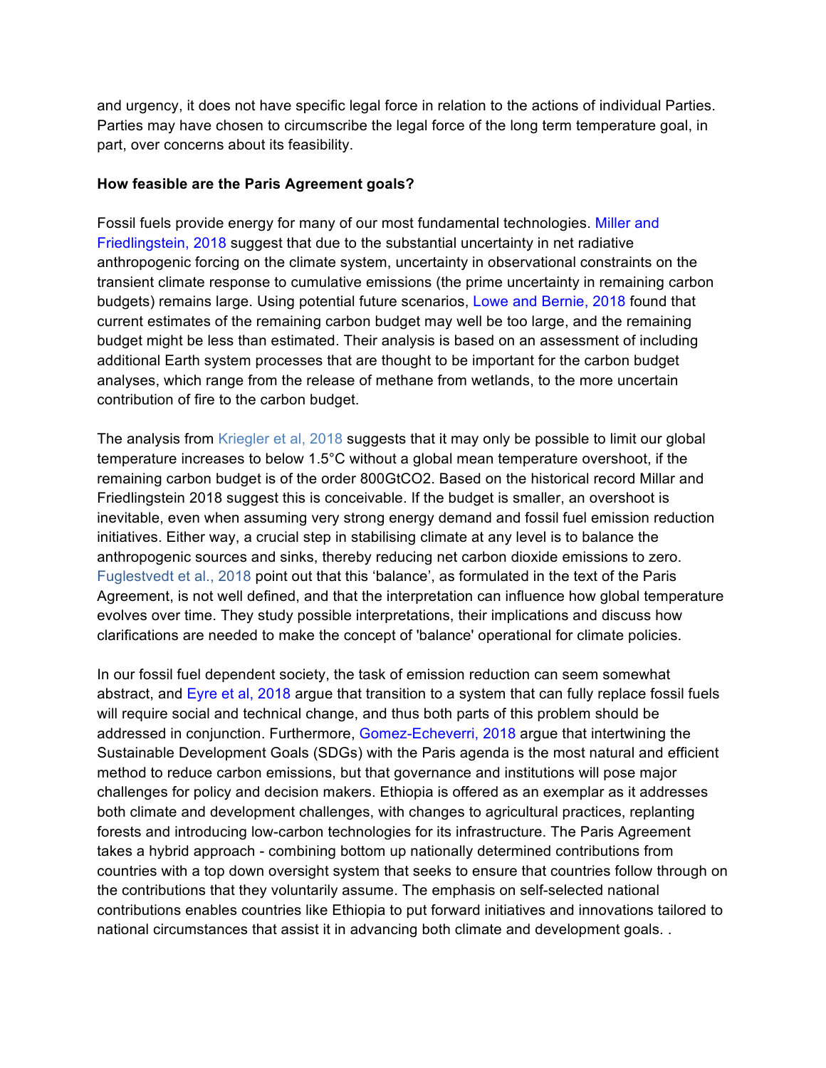and urgency, it does not have specific legal force in relation to the actions of individual Parties. Parties may have chosen to circumscribe the legal force of the long term temperature goal, in part, over concerns about its feasibility.

**How feasible are the Paris Agreement goals?**

Fossil fuels provide energy for many of our most fundamental technologies. Miller and Friedlingstein, 2018 suggest that due to the substantial uncertainty in net radiative anthropogenic forcing on the climate system, uncertainty in observational constraints on the transient climate response to cumulative emissions (the prime uncertainty in remaining carbon budgets) remains large. Using potential future scenarios, Lowe and Bernie, 2018 found that current estimates of the remaining carbon budget may well be too large, and the remaining budget might be less than estimated. Their analysis is based on an assessment of including additional Earth system processes that are thought to be important for the carbon budget analyses, which range from the release of methane from wetlands, to the more uncertain contribution of fire to the carbon budget.

The analysis from Kriegler et al, 2018 suggests that it may only be possible to limit our global temperature increases to below 1.5°C without a global mean temperature overshoot, if the remaining carbon budget is of the order 800GtCO2. Based on the historical record Millar and Friedlingstein 2018 suggest this is conceivable. If the budget is smaller, an overshoot is inevitable, even when assuming very strong energy demand and fossil fuel emission reduction initiatives. Either way, a crucial step in stabilising climate at any level is to balance the anthropogenic sources and sinks, thereby reducing net carbon dioxide emissions to zero. Fuglestvedt et al., 2018 point out that this 'balance', as formulated in the text of the Paris Agreement, is not well defined, and that the interpretation can influence how global temperature evolves over time. They study possible interpretations, their implications and discuss how clarifications are needed to make the concept of 'balance' operational for climate policies.

In our fossil fuel dependent society, the task of emission reduction can seem somewhat abstract, and Eyre et al, 2018 argue that transition to a system that can fully replace fossil fuels will require social and technical change, and thus both parts of this problem should be addressed in conjunction. Furthermore, Gomez-Echeverri, 2018 argue that intertwining the Sustainable Development Goals (SDGs) with the Paris agenda is the most natural and efficient method to reduce carbon emissions, but that governance and institutions will pose major challenges for policy and decision makers. Ethiopia is offered as an exemplar as it addresses both climate and development challenges, with changes to agricultural practices, replanting forests and introducing low-carbon technologies for its infrastructure. The Paris Agreement takes a hybrid approach - combining bottom up nationally determined contributions from countries with a top down oversight system that seeks to ensure that countries follow through on the contributions that they voluntarily assume. The emphasis on self-selected national contributions enables countries like Ethiopia to put forward initiatives and innovations tailored to national circumstances that assist it in advancing both climate and development goals. .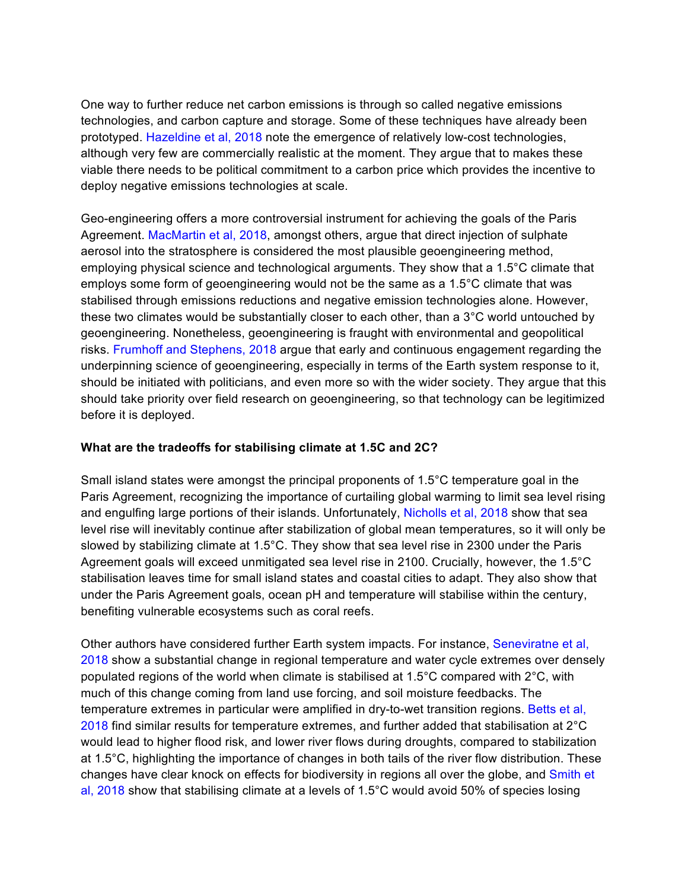One way to further reduce net carbon emissions is through so called negative emissions technologies, and carbon capture and storage. Some of these techniques have already been prototyped. Hazeldine et al, 2018 note the emergence of relatively low-cost technologies, although very few are commercially realistic at the moment. They argue that to makes these viable there needs to be political commitment to a carbon price which provides the incentive to deploy negative emissions technologies at scale.

Geo-engineering offers a more controversial instrument for achieving the goals of the Paris Agreement. MacMartin et al, 2018, amongst others, argue that direct injection of sulphate aerosol into the stratosphere is considered the most plausible geoengineering method, employing physical science and technological arguments. They show that a 1.5°C climate that employs some form of geoengineering would not be the same as a 1.5°C climate that was stabilised through emissions reductions and negative emission technologies alone. However, these two climates would be substantially closer to each other, than a 3°C world untouched by geoengineering. Nonetheless, geoengineering is fraught with environmental and geopolitical risks. Frumhoff and Stephens, 2018 argue that early and continuous engagement regarding the underpinning science of geoengineering, especially in terms of the Earth system response to it, should be initiated with politicians, and even more so with the wider society. They argue that this should take priority over field research on geoengineering, so that technology can be legitimized before it is deployed.

**What are the tradeoffs for stabilising climate at 1.5C and 2C?**

Small island states were amongst the principal proponents of 1.5°C temperature goal in the Paris Agreement, recognizing the importance of curtailing global warming to limit sea level rising and engulfing large portions of their islands. Unfortunately, Nicholls et al, 2018 show that sea level rise will inevitably continue after stabilization of global mean temperatures, so it will only be slowed by stabilizing climate at 1.5°C. They show that sea level rise in 2300 under the Paris Agreement goals will exceed unmitigated sea level rise in 2100. Crucially, however, the 1.5°C stabilisation leaves time for small island states and coastal cities to adapt. They also show that under the Paris Agreement goals, ocean pH and temperature will stabilise within the century, benefiting vulnerable ecosystems such as coral reefs.

Other authors have considered further Earth system impacts. For instance, Seneviratne et al, 2018 show a substantial change in regional temperature and water cycle extremes over densely populated regions of the world when climate is stabilised at 1.5°C compared with 2°C, with much of this change coming from land use forcing, and soil moisture feedbacks. The temperature extremes in particular were amplified in dry-to-wet transition regions. Betts et al, 2018 find similar results for temperature extremes, and further added that stabilisation at 2°C would lead to higher flood risk, and lower river flows during droughts, compared to stabilization at 1.5°C, highlighting the importance of changes in both tails of the river flow distribution. These changes have clear knock on effects for biodiversity in regions all over the globe, and Smith et al, 2018 show that stabilising climate at a levels of 1.5°C would avoid 50% of species losing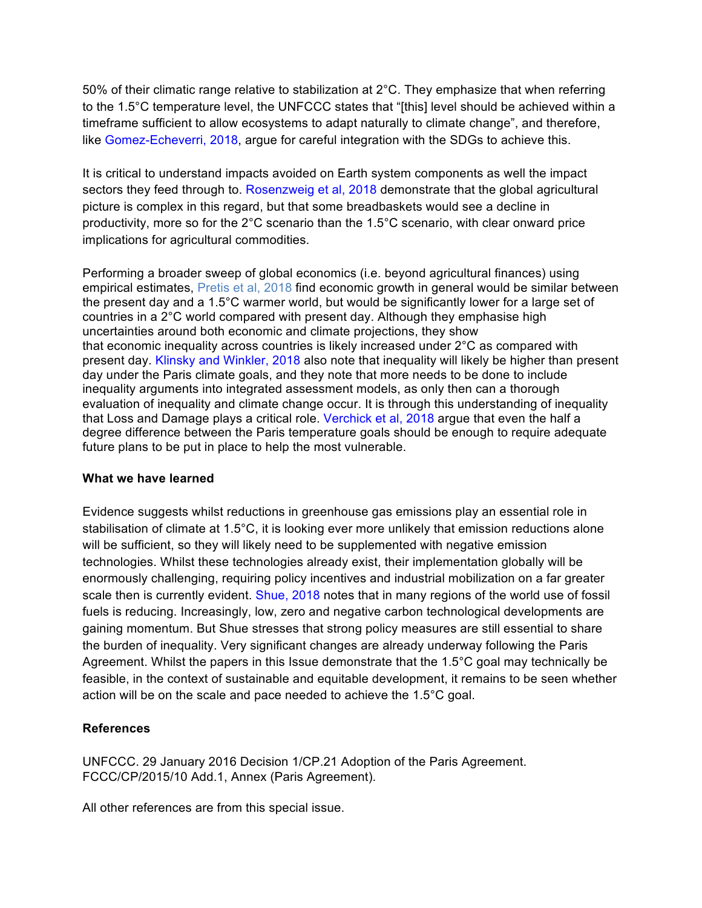50% of their climatic range relative to stabilization at 2°C. They emphasize that when referring to the 1.5°C temperature level, the UNFCCC states that "[this] level should be achieved within a timeframe sufficient to allow ecosystems to adapt naturally to climate change", and therefore, like Gomez-Echeverri, 2018, argue for careful integration with the SDGs to achieve this.

It is critical to understand impacts avoided on Earth system components as well the impact sectors they feed through to. Rosenzweig et al, 2018 demonstrate that the global agricultural picture is complex in this regard, but that some breadbaskets would see a decline in productivity, more so for the 2°C scenario than the 1.5°C scenario, with clear onward price implications for agricultural commodities.

Performing a broader sweep of global economics (i.e. beyond agricultural finances) using empirical estimates, Pretis et al, 2018 find economic growth in general would be similar between the present day and a 1.5°C warmer world, but would be significantly lower for a large set of countries in a 2°C world compared with present day. Although they emphasise high uncertainties around both economic and climate projections, they show that economic inequality across countries is likely increased under 2°C as compared with present day. Klinsky and Winkler, 2018 also note that inequality will likely be higher than present day under the Paris climate goals, and they note that more needs to be done to include inequality arguments into integrated assessment models, as only then can a thorough evaluation of inequality and climate change occur. It is through this understanding of inequality that Loss and Damage plays a critical role. Verchick et al, 2018 argue that even the half a degree difference between the Paris temperature goals should be enough to require adequate future plans to be put in place to help the most vulnerable.

**What we have learned**

Evidence suggests whilst reductions in greenhouse gas emissions play an essential role in stabilisation of climate at 1.5°C, it is looking ever more unlikely that emission reductions alone will be sufficient, so they will likely need to be supplemented with negative emission technologies. Whilst these technologies already exist, their implementation globally will be enormously challenging, requiring policy incentives and industrial mobilization on a far greater scale then is currently evident. Shue, 2018 notes that in many regions of the world use of fossil fuels is reducing. Increasingly, low, zero and negative carbon technological developments are gaining momentum. But Shue stresses that strong policy measures are still essential to share the burden of inequality. Very significant changes are already underway following the Paris Agreement. Whilst the papers in this Issue demonstrate that the 1.5°C goal may technically be feasible, in the context of sustainable and equitable development, it remains to be seen whether action will be on the scale and pace needed to achieve the 1.5°C goal.

**References**

UNFCCC. 29 January 2016 Decision 1/CP.21 Adoption of the Paris Agreement. FCCC/CP/2015/10 Add.1, Annex (Paris Agreement).

All other references are from this special issue.